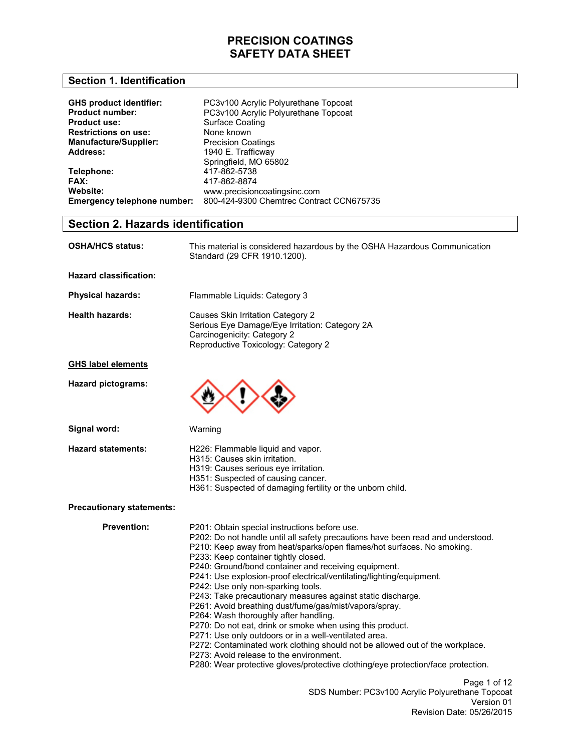# PRECISION COATINGS
# SAFETY DATA SHEET

## Section 1. Identification

| | |
|---|---|
| **GHS product identifier:** | PC3v100 Acrylic Polyurethane Topcoat |
| **Product number:** | PC3v100 Acrylic Polyurethane Topcoat |
| **Product use:** | Surface Coating |
| **Restrictions on use:** | None known |
| **Manufacture/Supplier:** | Precision Coatings |
| **Address:** | 1940 E. Trafficway<br>Springfield, MO 65802 |
| **Telephone:** | 417-862-5738 |
| **FAX:** | 417-862-8874 |
| **Website:** | www.precisioncoatingsinc.com |
| **Emergency telephone number:** | 800-424-9300 Chemtrec Contract CCN675735 |

## Section 2. Hazards identification

**OSHA/HCS status:** This material is considered hazardous by the OSHA Hazardous Communication Standard (29 CFR 1910.1200).

**Hazard classification:**

**Physical hazards:** Flammable Liquids: Category 3

**Health hazards:**
Causes Skin Irritation Category 2
Serious Eye Damage/Eye Irritation: Category 2A
Carcinogenicity: Category 2
Reproductive Toxicology: Category 2

**GHS label elements**

**Hazard pictograms:**

**Signal word:** Warning

**Hazard statements:**
H226: Flammable liquid and vapor.
H315: Causes skin irritation.
H319: Causes serious eye irritation.
H351: Suspected of causing cancer.
H361: Suspected of damaging fertility or the unborn child.

**Precautionary statements:**

**Prevention:**
P201: Obtain special instructions before use.
P202: Do not handle until all safety precautions have been read and understood.
P210: Keep away from heat/sparks/open flames/hot surfaces. No smoking.
P233: Keep container tightly closed.
P240: Ground/bond container and receiving equipment.
P241: Use explosion-proof electrical/ventilating/lighting/equipment.
P242: Use only non-sparking tools.
P243: Take precautionary measures against static discharge.
P261: Avoid breathing dust/fume/gas/mist/vapors/spray.
P264: Wash thoroughly after handling.
P270: Do not eat, drink or smoke when using this product.
P271: Use only outdoors or in a well-ventilated area.
P272: Contaminated work clothing should not be allowed out of the workplace.
P273: Avoid release to the environment.
P280: Wear protective gloves/protective clothing/eye protection/face protection.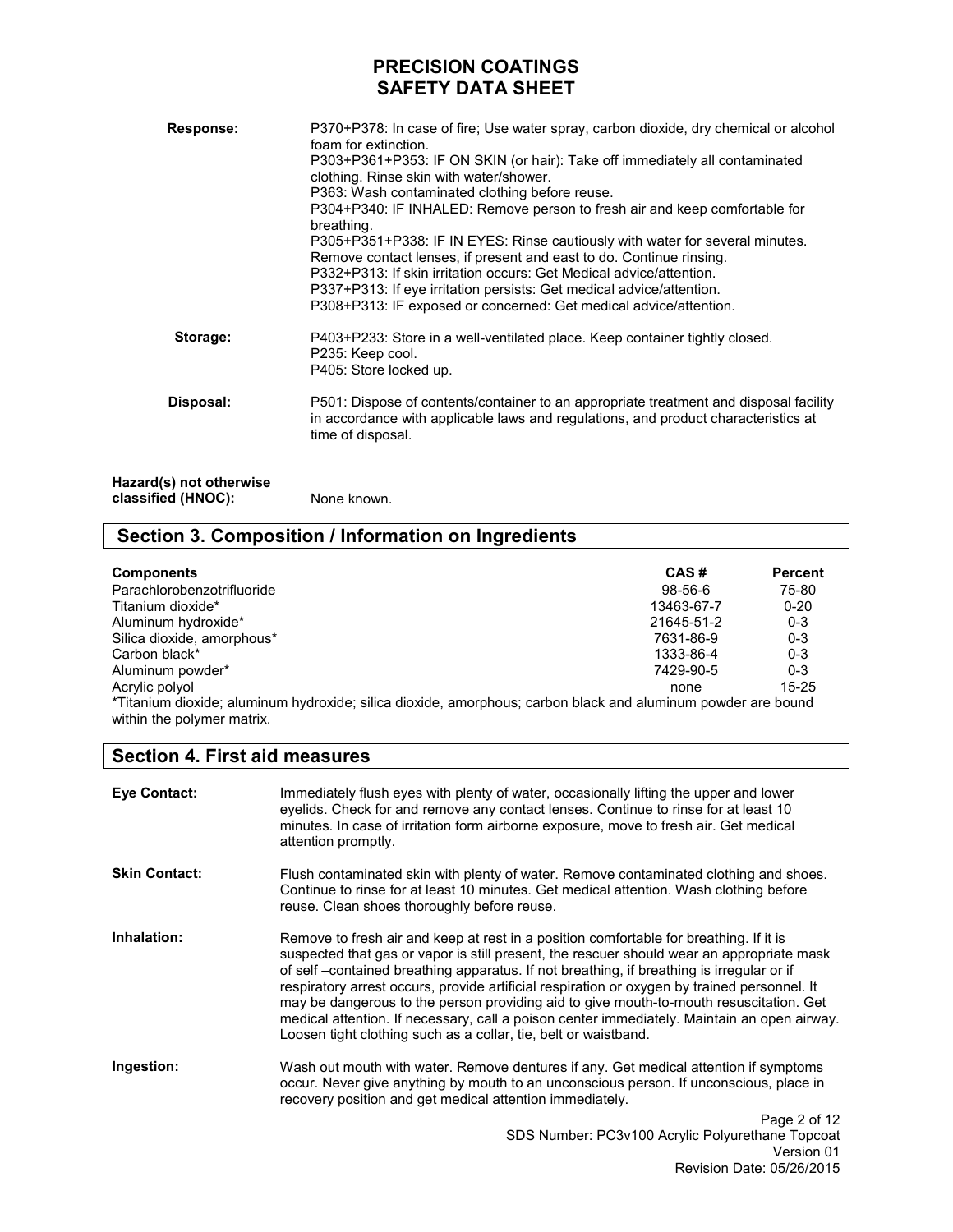**Response:**

P370+P378: In case of fire; Use water spray, carbon dioxide, dry chemical or alcohol foam for extinction.
P303+P361+P353: IF ON SKIN (or hair): Take off immediately all contaminated clothing. Rinse skin with water/shower.
P363: Wash contaminated clothing before reuse.
P304+P340: IF INHALED: Remove person to fresh air and keep comfortable for breathing.
P305+P351+P338: IF IN EYES: Rinse cautiously with water for several minutes. Remove contact lenses, if present and east to do. Continue rinsing.
P332+P313: If skin irritation occurs: Get Medical advice/attention.
P337+P313: If eye irritation persists: Get medical advice/attention.
P308+P313: IF exposed or concerned: Get medical advice/attention.

**Storage:**

P403+P233: Store in a well-ventilated place. Keep container tightly closed.
P235: Keep cool.
P405: Store locked up.

**Disposal:**

P501: Dispose of contents/container to an appropriate treatment and disposal facility in accordance with applicable laws and regulations, and product characteristics at time of disposal.

**Hazard(s) not otherwise classified (HNOC):** None known.

## Section 3. Composition / Information on Ingredients

| Components | CAS # | Percent |
|---|---|---|
| Parachlorobenzotrifluoride | 98-56-6 | 75-80 |
| Titanium dioxide* | 13463-67-7 | 0-20 |
| Aluminum hydroxide* | 21645-51-2 | 0-3 |
| Silica dioxide, amorphous* | 7631-86-9 | 0-3 |
| Carbon black* | 1333-86-4 | 0-3 |
| Aluminum powder* | 7429-90-5 | 0-3 |
| Acrylic polyol | none | 15-25 |

*Titanium dioxide; aluminum hydroxide; silica dioxide, amorphous; carbon black and aluminum powder are bound within the polymer matrix.

## Section 4. First aid measures

**Eye Contact:** Immediately flush eyes with plenty of water, occasionally lifting the upper and lower eyelids. Check for and remove any contact lenses. Continue to rinse for at least 10 minutes. In case of irritation form airborne exposure, move to fresh air. Get medical attention promptly.

**Skin Contact:** Flush contaminated skin with plenty of water. Remove contaminated clothing and shoes. Continue to rinse for at least 10 minutes. Get medical attention. Wash clothing before reuse. Clean shoes thoroughly before reuse.

**Inhalation:** Remove to fresh air and keep at rest in a position comfortable for breathing. If it is suspected that gas or vapor is still present, the rescuer should wear an appropriate mask of self –contained breathing apparatus. If not breathing, if breathing is irregular or if respiratory arrest occurs, provide artificial respiration or oxygen by trained personnel. It may be dangerous to the person providing aid to give mouth-to-mouth resuscitation. Get medical attention. If necessary, call a poison center immediately. Maintain an open airway. Loosen tight clothing such as a collar, tie, belt or waistband.

**Ingestion:** Wash out mouth with water. Remove dentures if any. Get medical attention if symptoms occur. Never give anything by mouth to an unconscious person. If unconscious, place in recovery position and get medical attention immediately.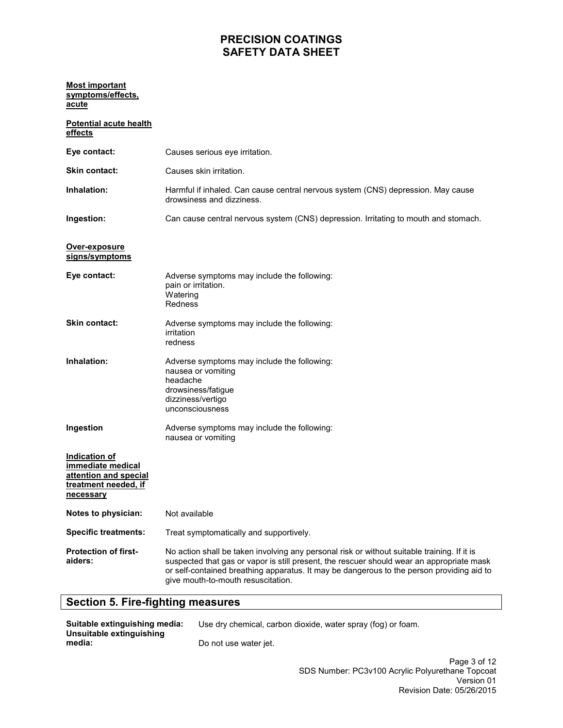**Most important symptoms/effects, acute**

**Potential acute health effects**

**Eye contact:** Causes serious eye irritation.

**Skin contact:** Causes skin irritation.

**Inhalation:** Harmful if inhaled. Can cause central nervous system (CNS) depression. May cause drowsiness and dizziness.

**Ingestion:** Can cause central nervous system (CNS) depression. Irritating to mouth and stomach.

**Over-exposure signs/symptoms**

**Eye contact:** Adverse symptoms may include the following:
pain or irritation.
Watering
Redness

**Skin contact:** Adverse symptoms may include the following:
irritation
redness

**Inhalation:** Adverse symptoms may include the following:
nausea or vomiting
headache
drowsiness/fatigue
dizziness/vertigo
unconsciousness

**Ingestion** Adverse symptoms may include the following:
nausea or vomiting

**Indication of immediate medical attention and special treatment needed, if necessary**

**Notes to physician:** Not available

**Specific treatments:** Treat symptomatically and supportively.

**Protection of first-aiders:** No action shall be taken involving any personal risk or without suitable training. If it is suspected that gas or vapor is still present, the rescuer should wear an appropriate mask or self-contained breathing apparatus. It may be dangerous to the person providing aid to give mouth-to-mouth resuscitation.

## Section 5. Fire-fighting measures

**Suitable extinguishing media:** Use dry chemical, carbon dioxide, water spray (fog) or foam.

**Unsuitable extinguishing media:** Do not use water jet.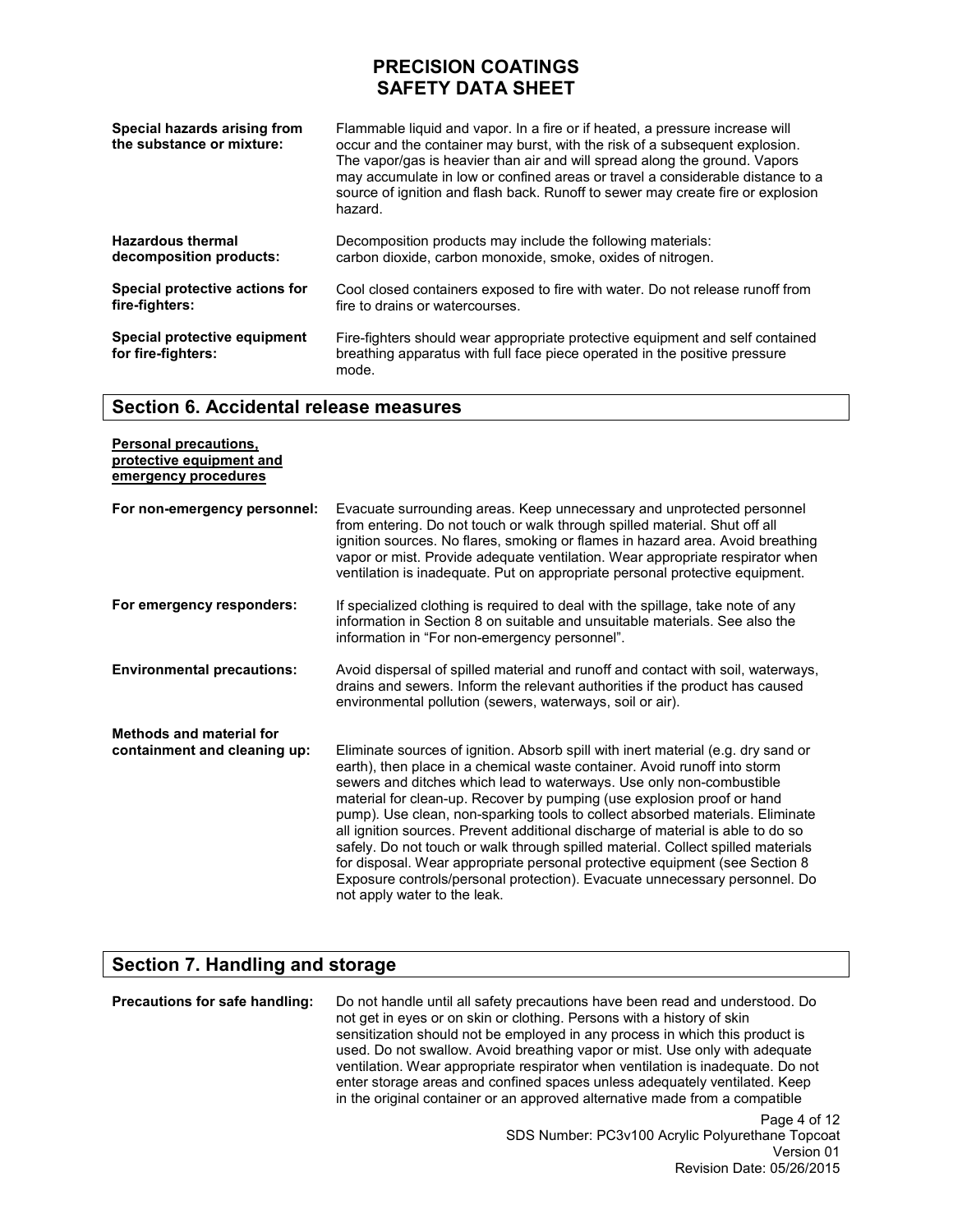**Special hazards arising from the substance or mixture:** Flammable liquid and vapor. In a fire or if heated, a pressure increase will occur and the container may burst, with the risk of a subsequent explosion. The vapor/gas is heavier than air and will spread along the ground. Vapors may accumulate in low or confined areas or travel a considerable distance to a source of ignition and flash back. Runoff to sewer may create fire or explosion hazard.

**Hazardous thermal decomposition products:** Decomposition products may include the following materials: carbon dioxide, carbon monoxide, smoke, oxides of nitrogen.

**Special protective actions for fire-fighters:** Cool closed containers exposed to fire with water. Do not release runoff from fire to drains or watercourses.

**Special protective equipment for fire-fighters:** Fire-fighters should wear appropriate protective equipment and self contained breathing apparatus with full face piece operated in the positive pressure mode.

## Section 6. Accidental release measures

**Personal precautions, protective equipment and emergency procedures**

**For non-emergency personnel:** Evacuate surrounding areas. Keep unnecessary and unprotected personnel from entering. Do not touch or walk through spilled material. Shut off all ignition sources. No flares, smoking or flames in hazard area. Avoid breathing vapor or mist. Provide adequate ventilation. Wear appropriate respirator when ventilation is inadequate. Put on appropriate personal protective equipment.

**For emergency responders:** If specialized clothing is required to deal with the spillage, take note of any information in Section 8 on suitable and unsuitable materials. See also the information in "For non-emergency personnel".

**Environmental precautions:** Avoid dispersal of spilled material and runoff and contact with soil, waterways, drains and sewers. Inform the relevant authorities if the product has caused environmental pollution (sewers, waterways, soil or air).

**Methods and material for containment and cleaning up:** Eliminate sources of ignition. Absorb spill with inert material (e.g. dry sand or earth), then place in a chemical waste container. Avoid runoff into storm sewers and ditches which lead to waterways. Use only non-combustible material for clean-up. Recover by pumping (use explosion proof or hand pump). Use clean, non-sparking tools to collect absorbed materials. Eliminate all ignition sources. Prevent additional discharge of material is able to do so safely. Do not touch or walk through spilled material. Collect spilled materials for disposal. Wear appropriate personal protective equipment (see Section 8 Exposure controls/personal protection). Evacuate unnecessary personnel. Do not apply water to the leak.

## Section 7. Handling and storage

**Precautions for safe handling:** Do not handle until all safety precautions have been read and understood. Do not get in eyes or on skin or clothing. Persons with a history of skin sensitization should not be employed in any process in which this product is used. Do not swallow. Avoid breathing vapor or mist. Use only with adequate ventilation. Wear appropriate respirator when ventilation is inadequate. Do not enter storage areas and confined spaces unless adequately ventilated. Keep in the original container or an approved alternative made from a compatible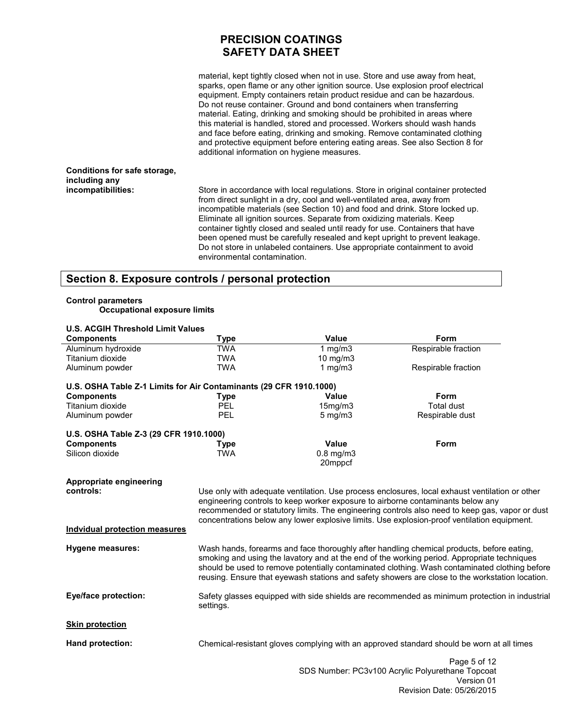material, kept tightly closed when not in use. Store and use away from heat, sparks, open flame or any other ignition source. Use explosion proof electrical equipment. Empty containers retain product residue and can be hazardous. Do not reuse container. Ground and bond containers when transferring material. Eating, drinking and smoking should be prohibited in areas where this material is handled, stored and processed. Workers should wash hands and face before eating, drinking and smoking. Remove contaminated clothing and protective equipment before entering eating areas. See also Section 8 for additional information on hygiene measures.

**Conditions for safe storage, including any incompatibilities:** Store in accordance with local regulations. Store in original container protected from direct sunlight in a dry, cool and well-ventilated area, away from incompatible materials (see Section 10) and food and drink. Store locked up. Eliminate all ignition sources. Separate from oxidizing materials. Keep container tightly closed and sealed until ready for use. Containers that have been opened must be carefully resealed and kept upright to prevent leakage. Do not store in unlabeled containers. Use appropriate containment to avoid environmental contamination.

## Section 8. Exposure controls / personal protection

**Control parameters**

**Occupational exposure limits**

**U.S. ACGIH Threshold Limit Values**

| Components | Type | Value | Form |
|---|---|---|---|
| Aluminum hydroxide | TWA | 1 mg/m3 | Respirable fraction |
| Titanium dioxide | TWA | 10 mg/m3 | |
| Aluminum powder | TWA | 1 mg/m3 | Respirable fraction |

**U.S. OSHA Table Z-1 Limits for Air Contaminants (29 CFR 1910.1000)**

| Components | Type | Value | Form |
|---|---|---|---|
| Titanium dioxide | PEL | 15mg/m3 | Total dust |
| Aluminum powder | PEL | 5 mg/m3 | Respirable dust |

**U.S. OSHA Table Z-3 (29 CFR 1910.1000)**

| Components | Type | Value | Form |
|---|---|---|---|
| Silicon dioxide | TWA | 0.8 mg/m3<br>20mppcf | |

**Appropriate engineering controls:** Use only with adequate ventilation. Use process enclosures, local exhaust ventilation or other engineering controls to keep worker exposure to airborne contaminants below any recommended or statutory limits. The engineering controls also need to keep gas, vapor or dust concentrations below any lower explosive limits. Use explosion-proof ventilation equipment.

**Indvidual protection measures**

**Hygene measures:** Wash hands, forearms and face thoroughly after handling chemical products, before eating, smoking and using the lavatory and at the end of the working period. Appropriate techniques should be used to remove potentially contaminated clothing. Wash contaminated clothing before reusing. Ensure that eyewash stations and safety showers are close to the workstation location.

**Eye/face protection:** Safety glasses equipped with side shields are recommended as minimum protection in industrial settings.

**Skin protection**

**Hand protection:** Chemical-resistant gloves complying with an approved standard should be worn at all times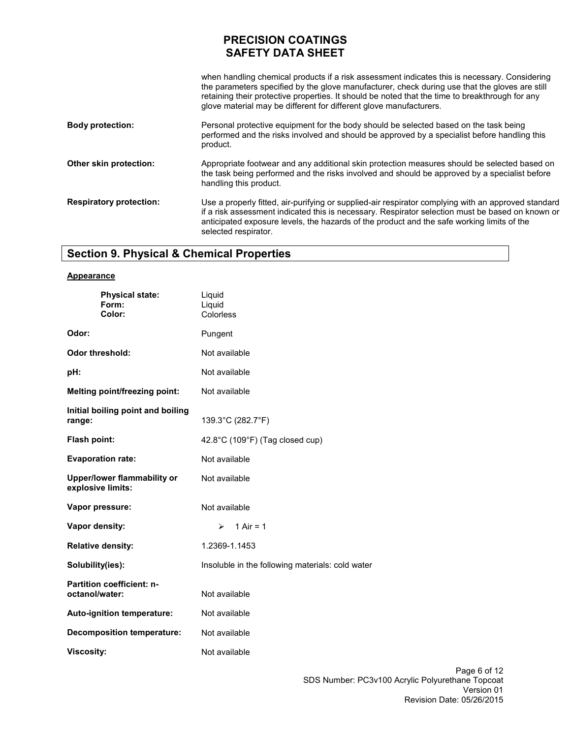when handling chemical products if a risk assessment indicates this is necessary. Considering the parameters specified by the glove manufacturer, check during use that the gloves are still retaining their protective properties. It should be noted that the time to breakthrough for any glove material may be different for different glove manufacturers.

**Body protection:** Personal protective equipment for the body should be selected based on the task being performed and the risks involved and should be approved by a specialist before handling this product.

**Other skin protection:** Appropriate footwear and any additional skin protection measures should be selected based on the task being performed and the risks involved and should be approved by a specialist before handling this product.

**Respiratory protection:** Use a properly fitted, air-purifying or supplied-air respirator complying with an approved standard if a risk assessment indicated this is necessary. Respirator selection must be based on known or anticipated exposure levels, the hazards of the product and the safe working limits of the selected respirator.

## Section 9. Physical & Chemical Properties

**Appearance**

| | |
|---|---|
| **Physical state:** | Liquid |
| **Form:** | Liquid |
| **Color:** | Colorless |
| **Odor:** | Pungent |
| **Odor threshold:** | Not available |
| **pH:** | Not available |
| **Melting point/freezing point:** | Not available |
| **Initial boiling point and boiling range:** | 139.3°C (282.7°F) |
| **Flash point:** | 42.8°C (109°F) (Tag closed cup) |
| **Evaporation rate:** | Not available |
| **Upper/lower flammability or explosive limits:** | Not available |
| **Vapor pressure:** | Not available |
| **Vapor density:** | ➢ 1 Air = 1 |
| **Relative density:** | 1.2369-1.1453 |
| **Solubility(ies):** | Insoluble in the following materials: cold water |
| **Partition coefficient: n-octanol/water:** | Not available |
| **Auto-ignition temperature:** | Not available |
| **Decomposition temperature:** | Not available |
| **Viscosity:** | Not available |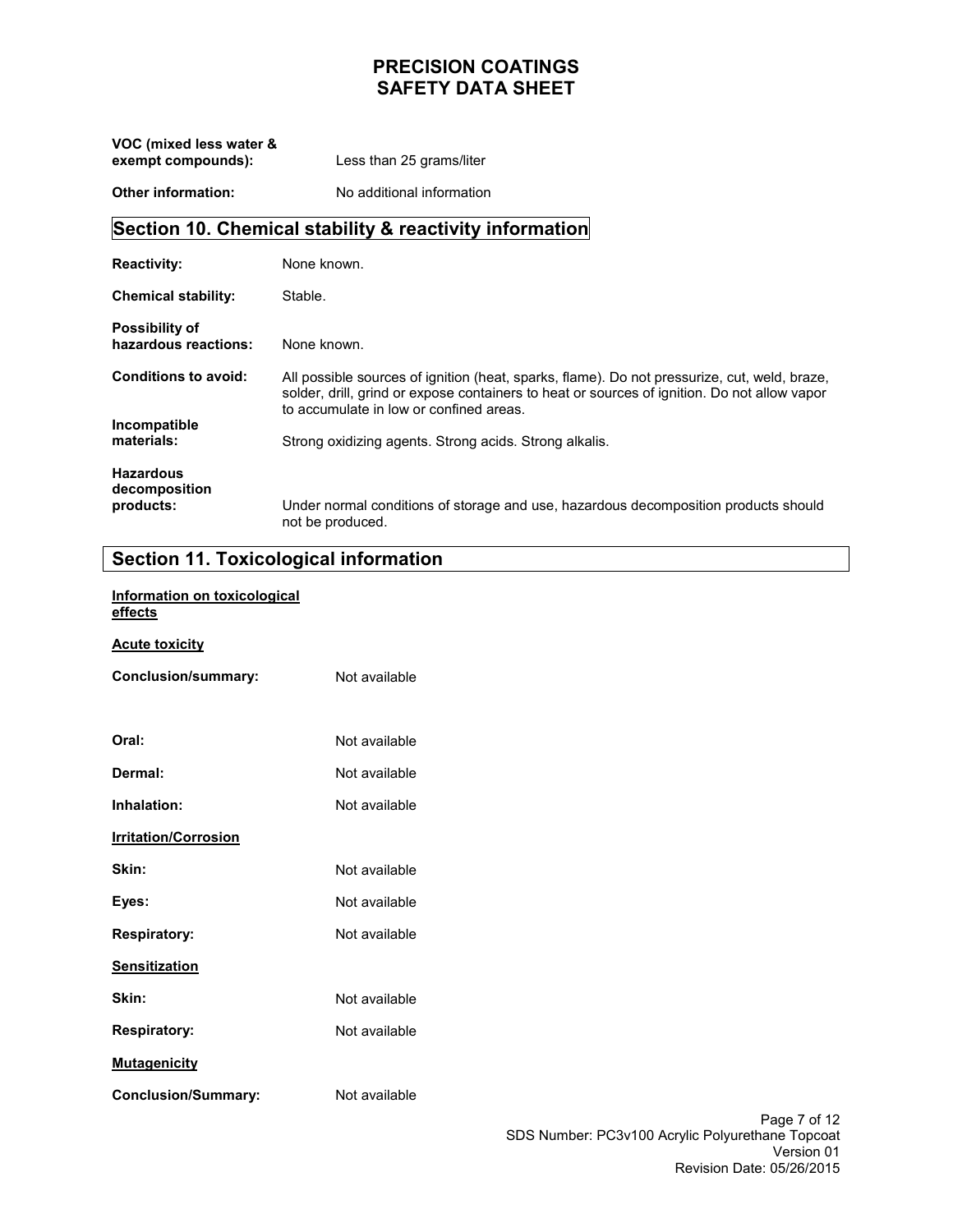**VOC (mixed less water & exempt compounds):** Less than 25 grams/liter

**Other information:** No additional information

## Section 10. Chemical stability & reactivity information

**Reactivity:** None known.

**Chemical stability:** Stable.

**Possibility of hazardous reactions:** None known.

**Conditions to avoid:** All possible sources of ignition (heat, sparks, flame). Do not pressurize, cut, weld, braze, solder, drill, grind or expose containers to heat or sources of ignition. Do not allow vapor to accumulate in low or confined areas.

**Incompatible materials:** Strong oxidizing agents. Strong acids. Strong alkalis.

**Hazardous decomposition products:** Under normal conditions of storage and use, hazardous decomposition products should not be produced.

## Section 11. Toxicological information

<u>**Information on toxicological effects**</u>

<u>**Acute toxicity**</u>

**Conclusion/summary:** Not available

**Oral:** Not available

**Dermal:** Not available

**Inhalation:** Not available

<u>**Irritation/Corrosion**</u>

**Skin:** Not available

**Eyes:** Not available

**Respiratory:** Not available

<u>**Sensitization**</u>

**Skin:** Not available

**Respiratory:** Not available

<u>**Mutagenicity**</u>

**Conclusion/Summary:** Not available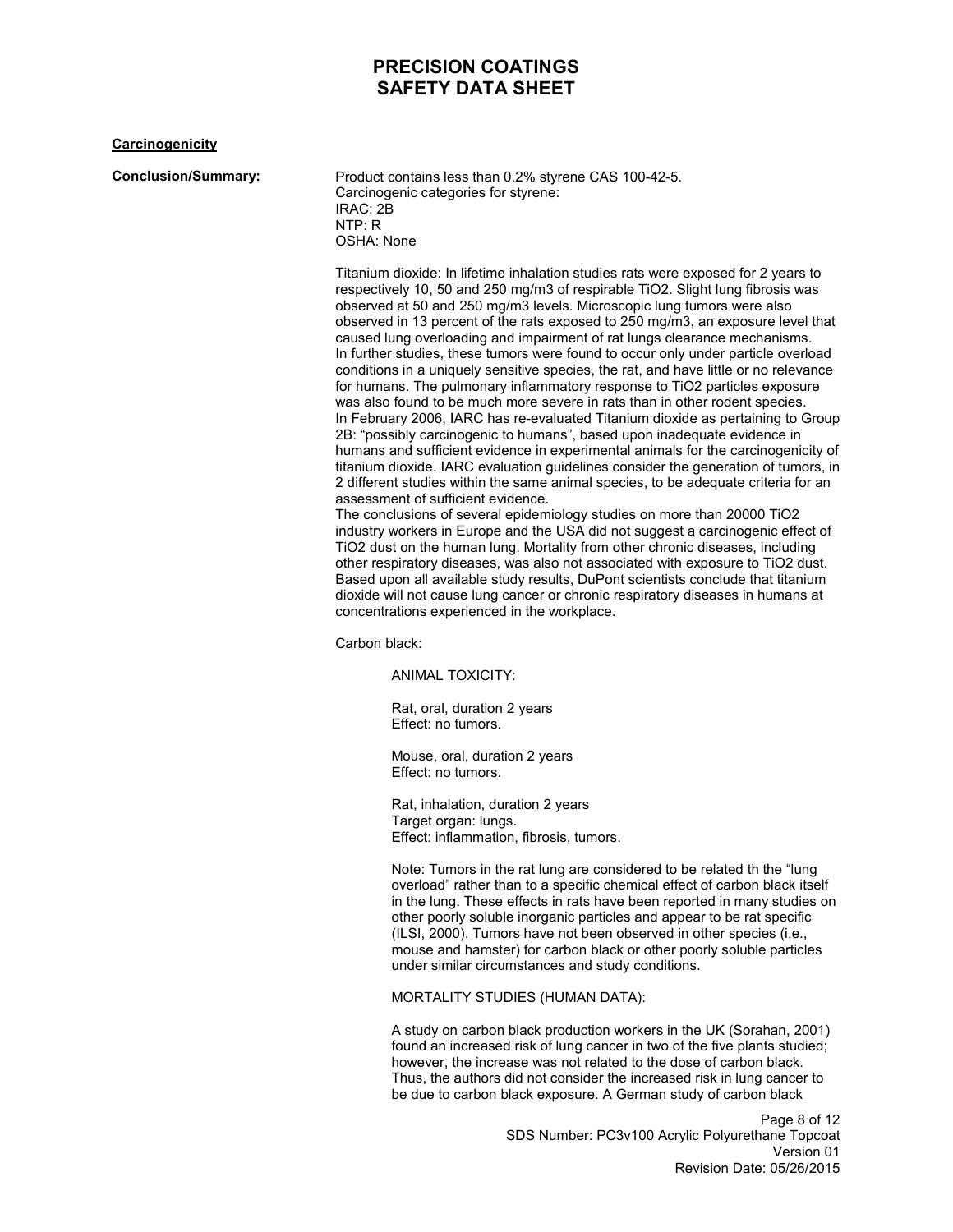**Carcinogenicity**

**Conclusion/Summary:**

Product contains less than 0.2% styrene CAS 100-42-5.
Carcinogenic categories for styrene:
IRAC: 2B
NTP: R
OSHA: None

Titanium dioxide: In lifetime inhalation studies rats were exposed for 2 years to respectively 10, 50 and 250 mg/m3 of respirable $TiO_2$. Slight lung fibrosis was observed at 50 and 250 mg/m3 levels. Microscopic lung tumors were also observed in 13 percent of the rats exposed to 250 mg/m3, an exposure level that caused lung overloading and impairment of rat lungs clearance mechanisms. In further studies, these tumors were found to occur only under particle overload conditions in a uniquely sensitive species, the rat, and have little or no relevance for humans. The pulmonary inflammatory response to $TiO_2$ particles exposure was also found to be much more severe in rats than in other rodent species. In February 2006, IARC has re-evaluated Titanium dioxide as pertaining to Group 2B: "possibly carcinogenic to humans", based upon inadequate evidence in humans and sufficient evidence in experimental animals for the carcinogenicity of titanium dioxide. IARC evaluation guidelines consider the generation of tumors, in 2 different studies within the same animal species, to be adequate criteria for an assessment of sufficient evidence.
The conclusions of several epidemiology studies on more than 20000 $TiO_2$ industry workers in Europe and the USA did not suggest a carcinogenic effect of $TiO_2$ dust on the human lung. Mortality from other chronic diseases, including other respiratory diseases, was also not associated with exposure to $TiO_2$ dust. Based upon all available study results, DuPont scientists conclude that titanium dioxide will not cause lung cancer or chronic respiratory diseases in humans at concentrations experienced in the workplace.

Carbon black:

ANIMAL TOXICITY:

Rat, oral, duration 2 years
Effect: no tumors.

Mouse, oral, duration 2 years
Effect: no tumors.

Rat, inhalation, duration 2 years
Target organ: lungs.
Effect: inflammation, fibrosis, tumors.

Note: Tumors in the rat lung are considered to be related th the "lung overload" rather than to a specific chemical effect of carbon black itself in the lung. These effects in rats have been reported in many studies on other poorly soluble inorganic particles and appear to be rat specific (ILSI, 2000). Tumors have not been observed in other species (i.e., mouse and hamster) for carbon black or other poorly soluble particles under similar circumstances and study conditions.

MORTALITY STUDIES (HUMAN DATA):

A study on carbon black production workers in the UK (Sorahan, 2001) found an increased risk of lung cancer in two of the five plants studied; however, the increase was not related to the dose of carbon black. Thus, the authors did not consider the increased risk in lung cancer to be due to carbon black exposure. A German study of carbon black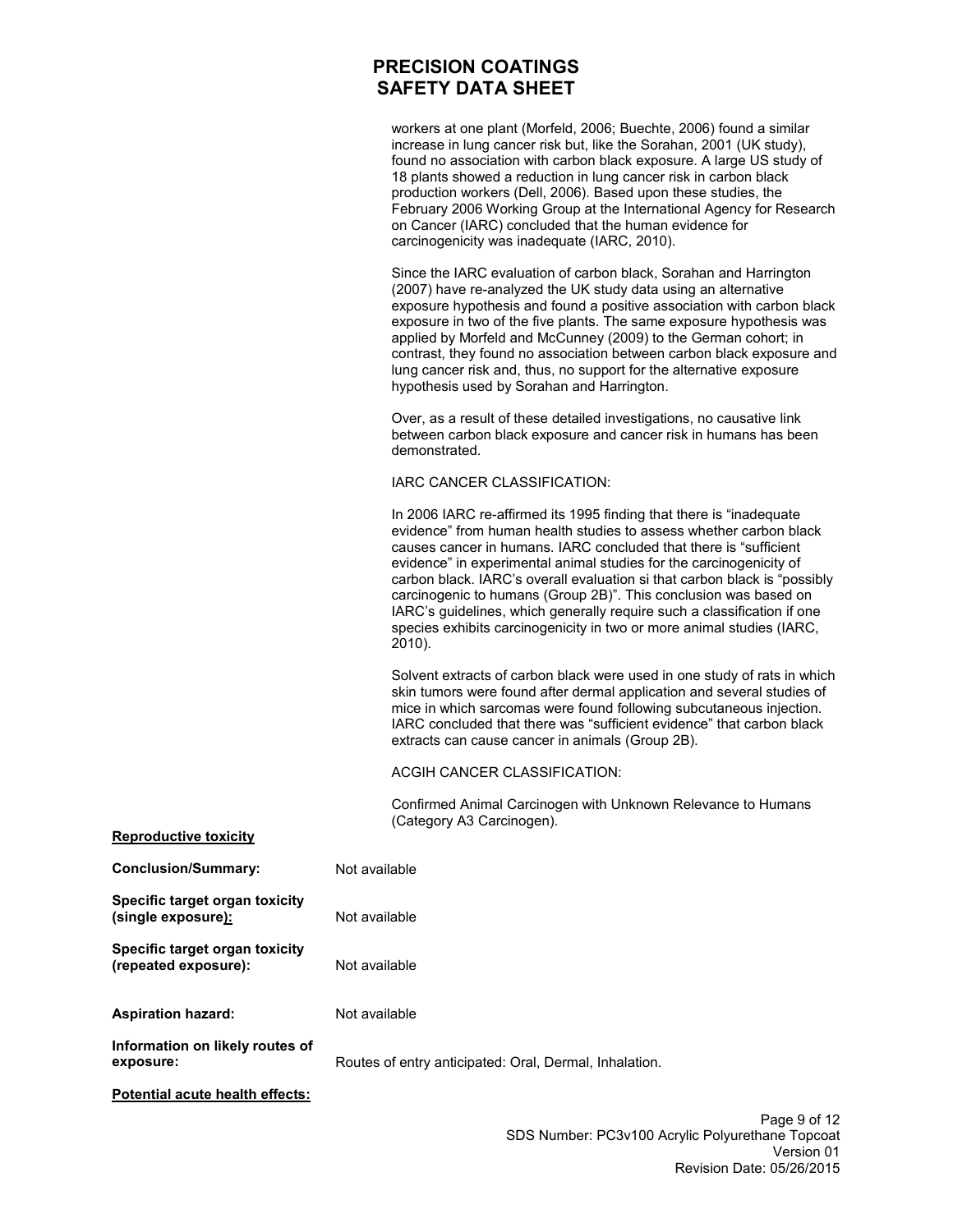workers at one plant (Morfeld, 2006; Buechte, 2006) found a similar increase in lung cancer risk but, like the Sorahan, 2001 (UK study), found no association with carbon black exposure. A large US study of 18 plants showed a reduction in lung cancer risk in carbon black production workers (Dell, 2006). Based upon these studies, the February 2006 Working Group at the International Agency for Research on Cancer (IARC) concluded that the human evidence for carcinogenicity was inadequate (IARC, 2010).

Since the IARC evaluation of carbon black, Sorahan and Harrington (2007) have re-analyzed the UK study data using an alternative exposure hypothesis and found a positive association with carbon black exposure in two of the five plants. The same exposure hypothesis was applied by Morfeld and McCunney (2009) to the German cohort; in contrast, they found no association between carbon black exposure and lung cancer risk and, thus, no support for the alternative exposure hypothesis used by Sorahan and Harrington.

Over, as a result of these detailed investigations, no causative link between carbon black exposure and cancer risk in humans has been demonstrated.

IARC CANCER CLASSIFICATION:

In 2006 IARC re-affirmed its 1995 finding that there is "inadequate evidence" from human health studies to assess whether carbon black causes cancer in humans. IARC concluded that there is "sufficient evidence" in experimental animal studies for the carcinogenicity of carbon black. IARC's overall evaluation si that carbon black is "possibly carcinogenic to humans (Group 2B)". This conclusion was based on IARC's guidelines, which generally require such a classification if one species exhibits carcinogenicity in two or more animal studies (IARC, 2010).

Solvent extracts of carbon black were used in one study of rats in which skin tumors were found after dermal application and several studies of mice in which sarcomas were found following subcutaneous injection. IARC concluded that there was "sufficient evidence" that carbon black extracts can cause cancer in animals (Group 2B).

ACGIH CANCER CLASSIFICATION:

Confirmed Animal Carcinogen with Unknown Relevance to Humans (Category A3 Carcinogen).

**Reproductive toxicity**

**Conclusion/Summary:** Not available

**Specific target organ toxicity (single exposure):** Not available

**Specific target organ toxicity (repeated exposure):** Not available

**Aspiration hazard:** Not available

**Information on likely routes of exposure:** Routes of entry anticipated: Oral, Dermal, Inhalation.

**Potential acute health effects:**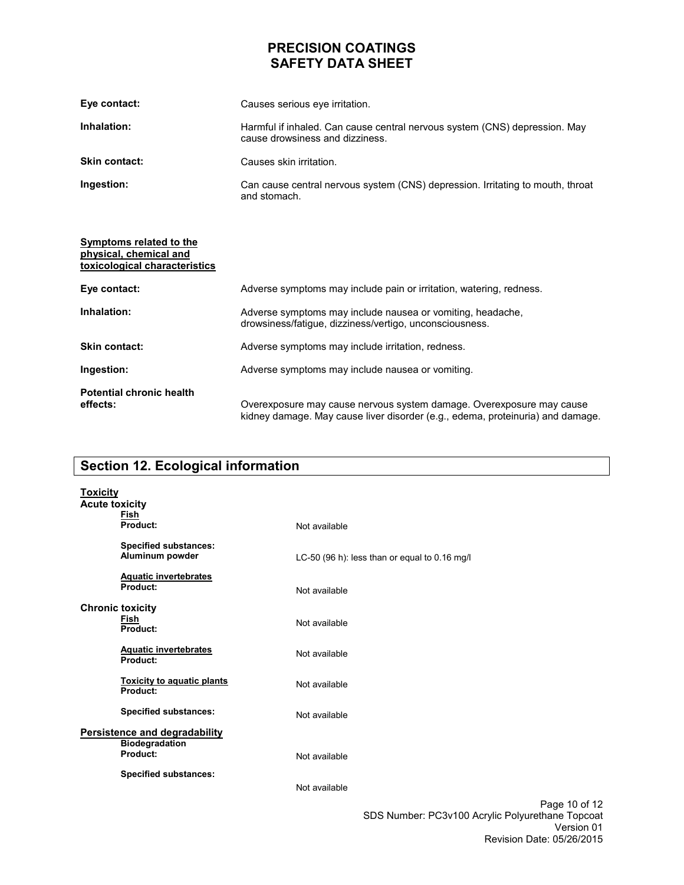**Eye contact:** Causes serious eye irritation.

**Inhalation:** Harmful if inhaled. Can cause central nervous system (CNS) depression. May cause drowsiness and dizziness.

**Skin contact:** Causes skin irritation.

**Ingestion:** Can cause central nervous system (CNS) depression. Irritating to mouth, throat and stomach.

**Symptoms related to the physical, chemical and toxicological characteristics**

**Eye contact:** Adverse symptoms may include pain or irritation, watering, redness.

**Inhalation:** Adverse symptoms may include nausea or vomiting, headache, drowsiness/fatigue, dizziness/vertigo, unconsciousness.

**Skin contact:** Adverse symptoms may include irritation, redness.

**Ingestion:** Adverse symptoms may include nausea or vomiting.

**Potential chronic health effects:** Overexposure may cause nervous system damage. Overexposure may cause kidney damage. May cause liver disorder (e.g., edema, proteinuria) and damage.

## Section 12. Ecological information

**Toxicity**

**Acute toxicity**

**Fish**

**Product:** Not available

**Specified substances:**
**Aluminum powder** LC-50 (96 h): less than or equal to 0.16 mg/l

**Aquatic invertebrates**
**Product:** Not available

**Chronic toxicity**

**Fish**
**Product:** Not available

**Aquatic invertebrates**
**Product:** Not available

**Toxicity to aquatic plants**
**Product:** Not available

**Specified substances:** Not available

**Persistence and degradability**

**Biodegradation**
**Product:** Not available

**Specified substances:** Not available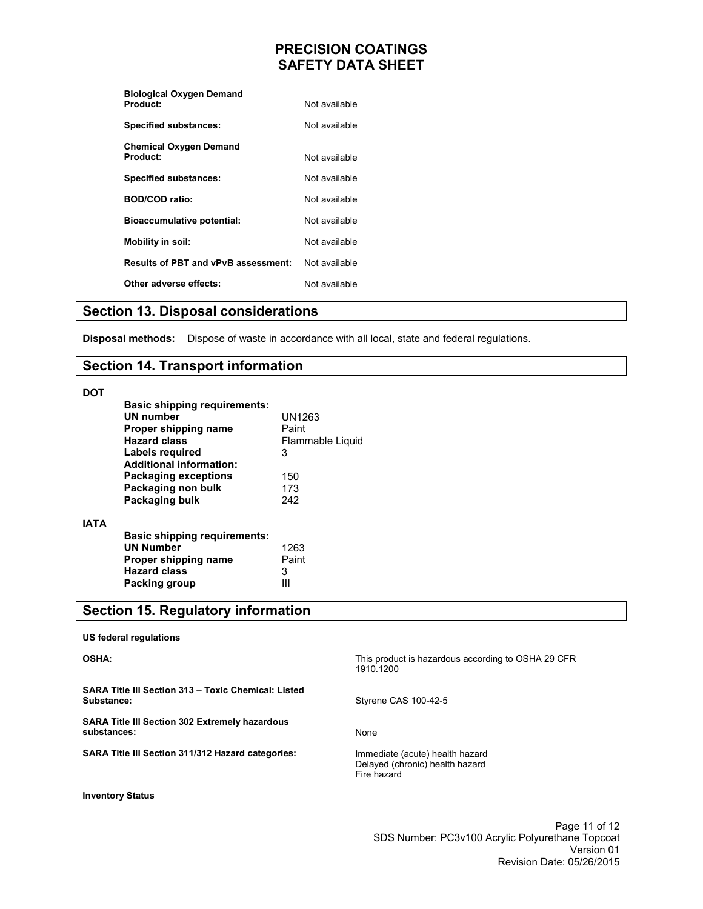**Biological Oxygen Demand**
**Product:** Not available

**Specified substances:** Not available

**Chemical Oxygen Demand**
**Product:** Not available

**Specified substances:** Not available

**BOD/COD ratio:** Not available

**Bioaccumulative potential:** Not available

**Mobility in soil:** Not available

**Results of PBT and vPvB assessment:** Not available

**Other adverse effects:** Not available

## Section 13. Disposal considerations

**Disposal methods:** Dispose of waste in accordance with all local, state and federal regulations.

## Section 14. Transport information

**DOT**

**Basic shipping requirements:**

| | |
|---|---|
| **UN number** | UN1263 |
| **Proper shipping name** | Paint |
| **Hazard class** | Flammable Liquid |
| **Labels required** | 3 |

**Additional information:**

| | |
|---|---|
| **Packaging exceptions** | 150 |
| **Packaging non bulk** | 173 |
| **Packaging bulk** | 242 |

**IATA**

**Basic shipping requirements:**

| | |
|---|---|
| **UN Number** | 1263 |
| **Proper shipping name** | Paint |
| **Hazard class** | 3 |
| **Packing group** | III |

## Section 15. Regulatory information

**US federal regulations**

**OSHA:** This product is hazardous according to OSHA 29 CFR 1910.1200

**SARA Title III Section 313 – Toxic Chemical: Listed Substance:** Styrene CAS 100-42-5

**SARA Title III Section 302 Extremely hazardous substances:** None

**SARA Title III Section 311/312 Hazard categories:**
Immediate (acute) health hazard
Delayed (chronic) health hazard
Fire hazard

**Inventory Status**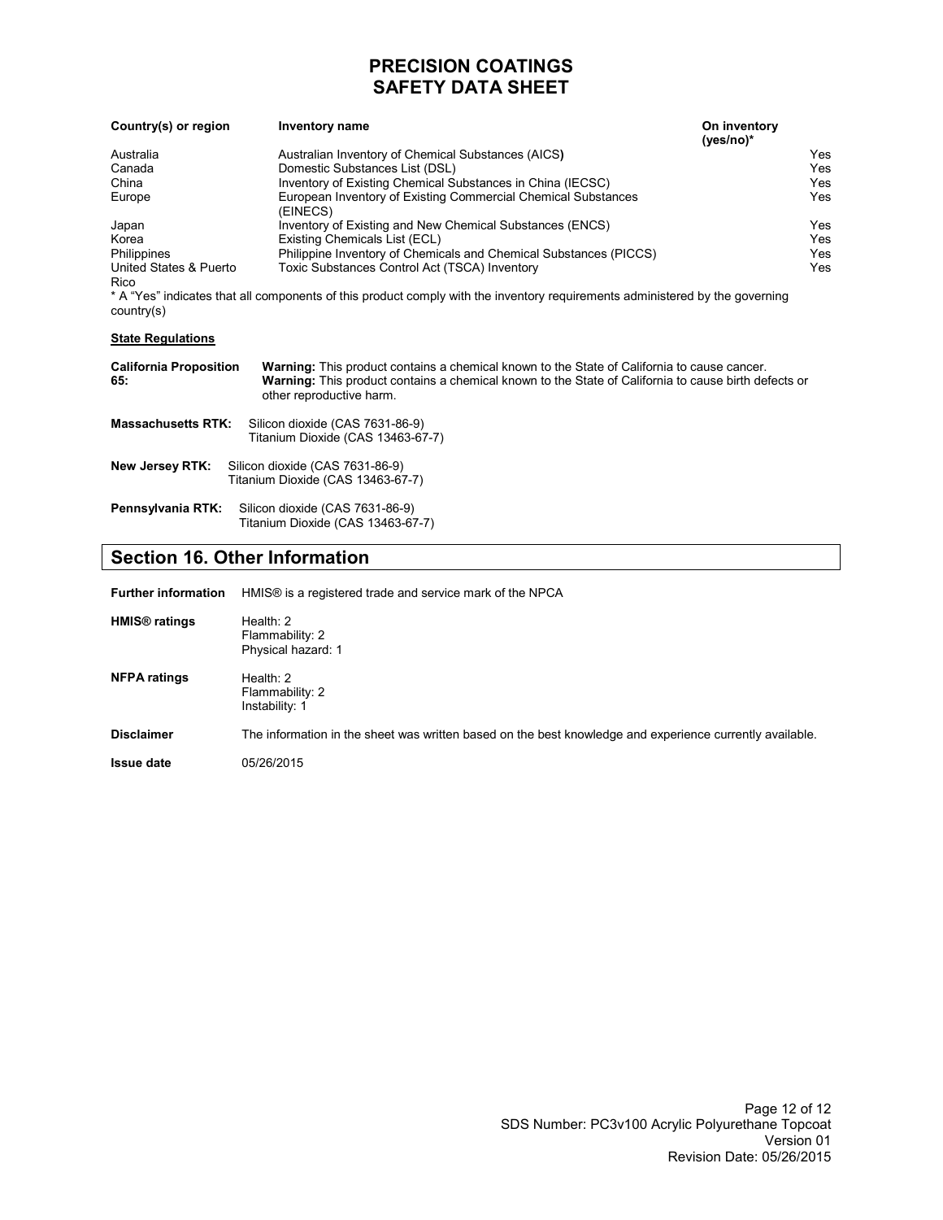| Country(s) or region | Inventory name | On inventory (yes/no)* |
| --- | --- | --- |
| Australia | Australian Inventory of Chemical Substances (AICS) | Yes |
| Canada | Domestic Substances List (DSL) | Yes |
| China | Inventory of Existing Chemical Substances in China (IECSC) | Yes |
| Europe | European Inventory of Existing Commercial Chemical Substances (EINECS) | Yes |
| Japan | Inventory of Existing and New Chemical Substances (ENCS) | Yes |
| Korea | Existing Chemicals List (ECL) | Yes |
| Philippines | Philippine Inventory of Chemicals and Chemical Substances (PICCS) | Yes |
| United States & Puerto Rico | Toxic Substances Control Act (TSCA) Inventory | Yes |

* A "Yes" indicates that all components of this product comply with the inventory requirements administered by the governing country(s)

**State Regulations**

**California Proposition 65:** **Warning:** This product contains a chemical known to the State of California to cause cancer.
**Warning:** This product contains a chemical known to the State of California to cause birth defects or other reproductive harm.

**Massachusetts RTK:** Silicon dioxide (CAS 7631-86-9)
Titanium Dioxide (CAS 13463-67-7)

**New Jersey RTK:** Silicon dioxide (CAS 7631-86-9)
Titanium Dioxide (CAS 13463-67-7)

**Pennsylvania RTK:** Silicon dioxide (CAS 7631-86-9)
Titanium Dioxide (CAS 13463-67-7)

## Section 16. Other Information

**Further information** HMIS® is a registered trade and service mark of the NPCA

**HMIS® ratings** Health: 2
Flammability: 2
Physical hazard: 1

**NFPA ratings** Health: 2
Flammability: 2
Instability: 1

**Disclaimer** The information in the sheet was written based on the best knowledge and experience currently available.

**Issue date** 05/26/2015

SDS Number: PC3v100 Acrylic Polyurethane Topcoat
Version 01
Revision Date: 05/26/2015